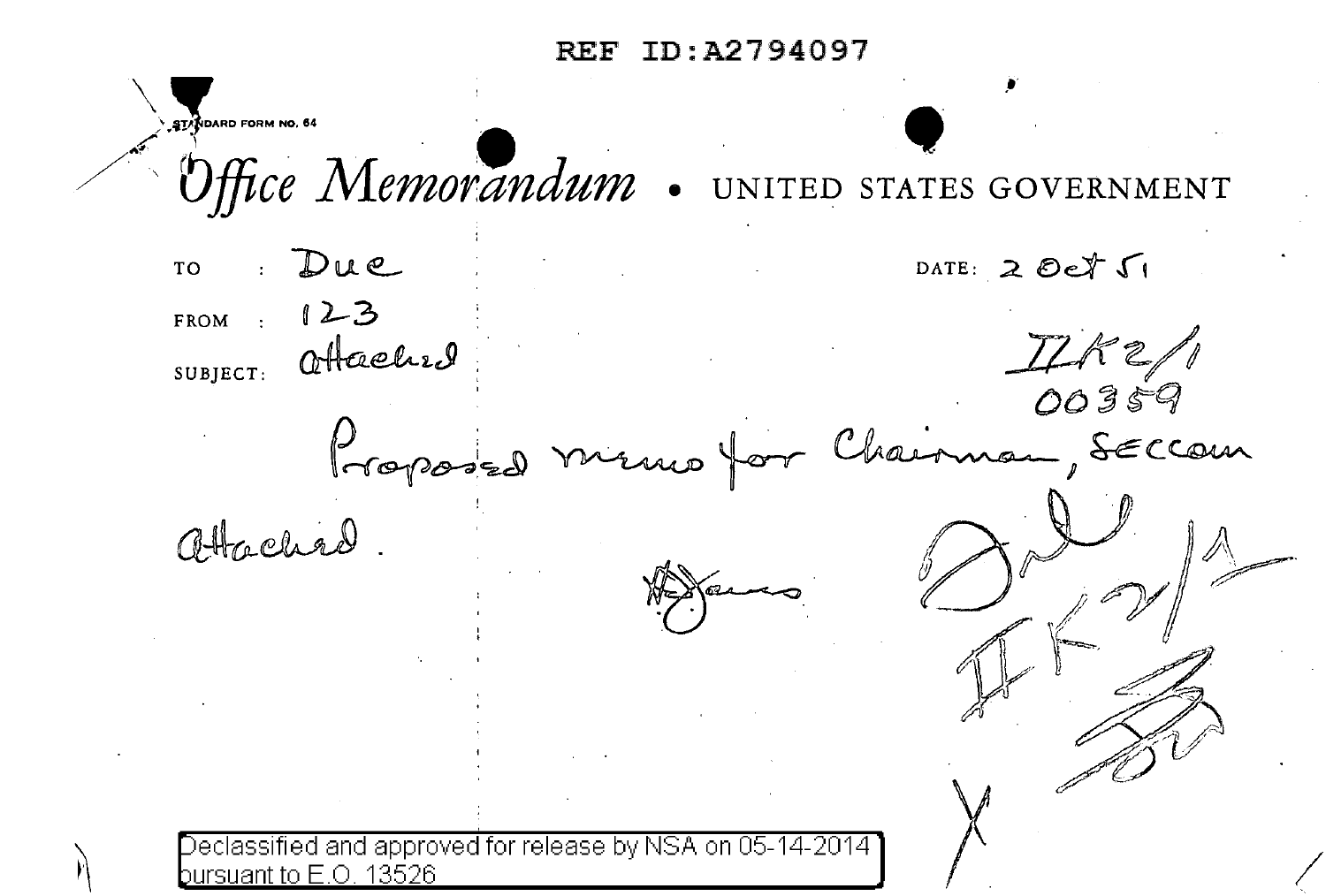REF ID:A2794097

STANDARD FORM NO. 64

# Office Memorandum • UNITED STATES GOVERNMENT

TO : Due

FROM : 123

SUBJECT: attached

DATE: 2 Oct 51

IIK2/1
00359

Proposed memo for Chairman, SECCOM attached.

[signature]

IIK2/1

Declassified and approved for release by NSA on 05-14-2014 pursuant to E.O. 13526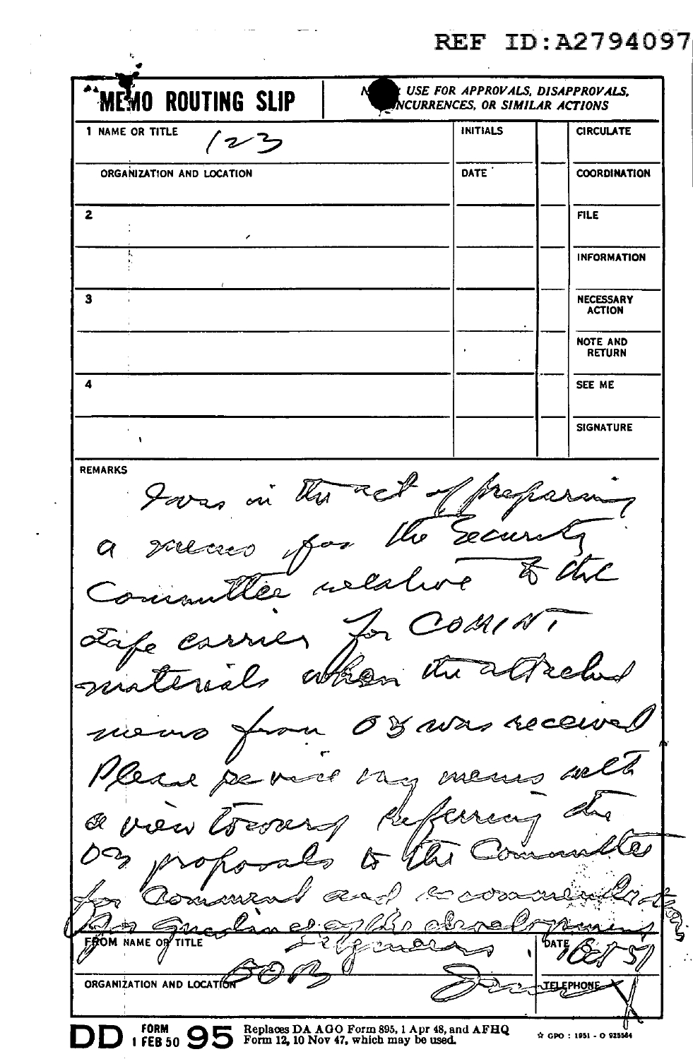REF ID:A2794097

# MEMO ROUTING SLIP

NEVER USE FOR APPROVALS, DISAPPROVALS, CONCURRENCES, OR SIMILAR ACTIONS

| 1 NAME OR TITLE | INITIALS | | CIRCULATE |
|---|---|---|---|
| 123 | | | |
| ORGANIZATION AND LOCATION | DATE | | COORDINATION |
| 2 | | | FILE |
| | | | INFORMATION |
| 3 | | | NECESSARY ACTION |
| | | | NOTE AND RETURN |
| 4 | | | SEE ME |
| | | | SIGNATURE |

REMARKS

I was in the act of preparing a memo for the Security Committee relative to the safe carrier for COMINT materials when the attached memo from OS was received. Please revise my memo with a view toward referring the OS proposals to the Committee for comment and recommendation for guidelines of the development.

| FROM NAME OR TITLE | DATE |
|---|---|
| [signature] | 1 Oct 51 |
| ORGANIZATION AND LOCATION | TELEPHONE |
| SOB | |

DD FORM 95, 1 FEB 50 — Replaces DA AGO Form 895, 1 Apr 48, and AFHQ Form 12, 10 Nov 47, which may be used.

GPO : 1951 - O 925564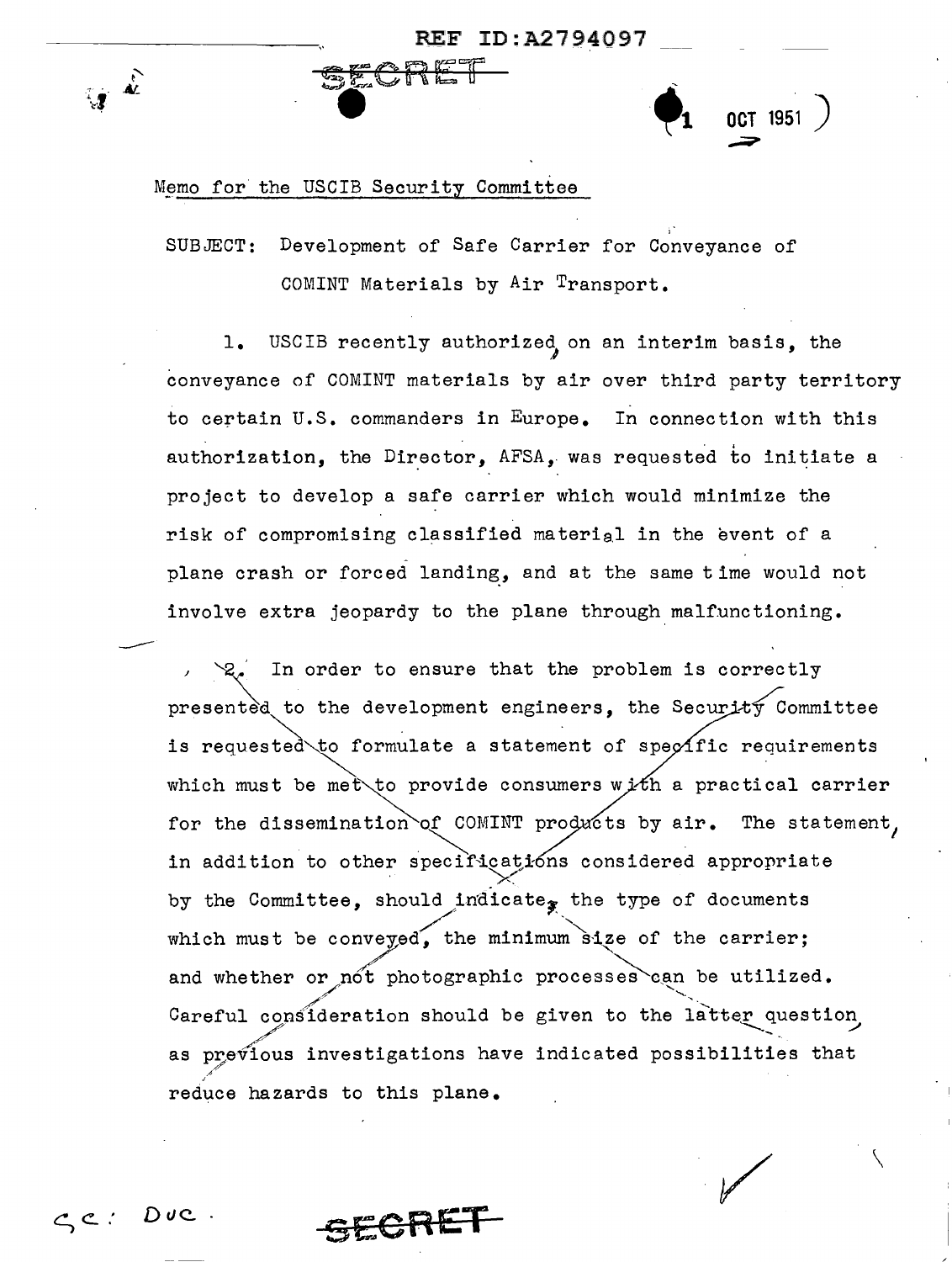REF ID:A2794097

SECRET

1 OCT 1951

Memo for the USCIB Security Committee

SUBJECT: Development of Safe Carrier for Conveyance of COMINT Materials by Air Transport.

1. USCIB recently authorized, on an interim basis, the conveyance of COMINT materials by air over third party territory to certain U.S. commanders in Europe. In connection with this authorization, the Director, AFSA, was requested to initiate a project to develop a safe carrier which would minimize the risk of compromising classified material in the event of a plane crash or forced landing, and at the same time would not involve extra jeopardy to the plane through malfunctioning.

2. In order to ensure that the problem is correctly presented to the development engineers, the Security Committee is requested to formulate a statement of specific requirements which must be met to provide consumers with a practical carrier for the dissemination of COMINT products by air. The statement, in addition to other specifications considered appropriate by the Committee, should indicate, the type of documents which must be conveyed, the minimum size of the carrier; and whether or not photographic processes can be utilized. Careful consideration should be given to the latter question, as previous investigations have indicated possibilities that reduce hazards to this plane.

cc: Doc.

SECRET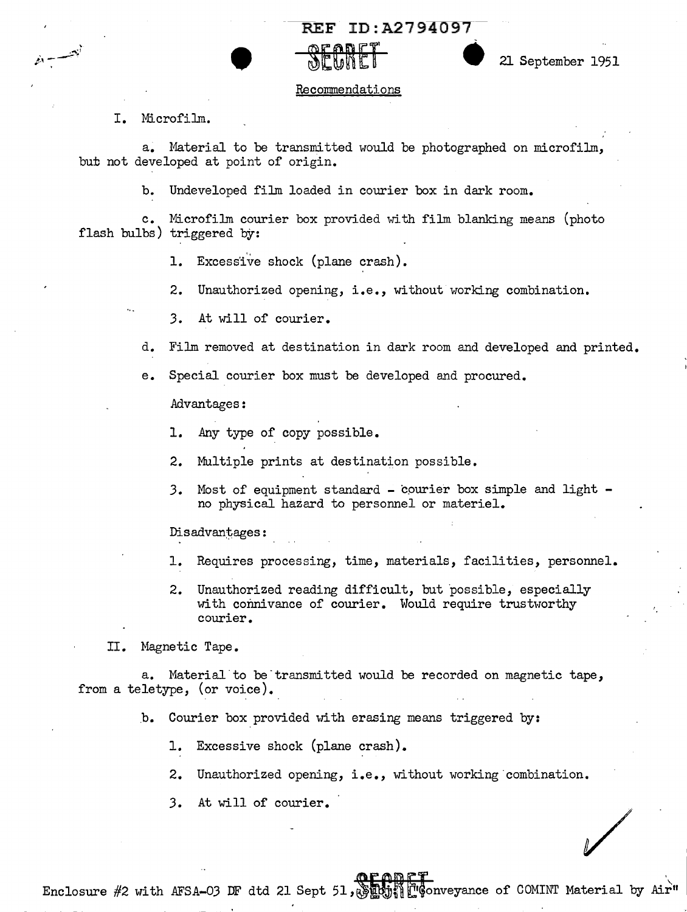REF ID:A2794097

SECRET

21 September 1951

Recommendations

I. Microfilm.

a. Material to be transmitted would be photographed on microfilm, but not developed at point of origin.

b. Undeveloped film loaded in courier box in dark room.

c. Microfilm courier box provided with film blanking means (photo flash bulbs) triggered by:

1. Excessive shock (plane crash).

2. Unauthorized opening, i.e., without working combination.

3. At will of courier.

d. Film removed at destination in dark room and developed and printed.

e. Special courier box must be developed and procured.

Advantages:

1. Any type of copy possible.

2. Multiple prints at destination possible.

3. Most of equipment standard - courier box simple and light - no physical hazard to personnel or materiel.

Disadvantages:

1. Requires processing, time, materials, facilities, personnel.

2. Unauthorized reading difficult, but possible, especially with connivance of courier. Would require trustworthy courier.

II. Magnetic Tape.

a. Material to be transmitted would be recorded on magnetic tape, from a teletype, (or voice).

b. Courier box provided with erasing means triggered by:

1. Excessive shock (plane crash).

2. Unauthorized opening, i.e., without working combination.

3. At will of courier.

Enclosure #2 with AFSA-03 DF dtd 21 Sept 51, Subj: "Conveyance of COMINT Material by Air"

SECRET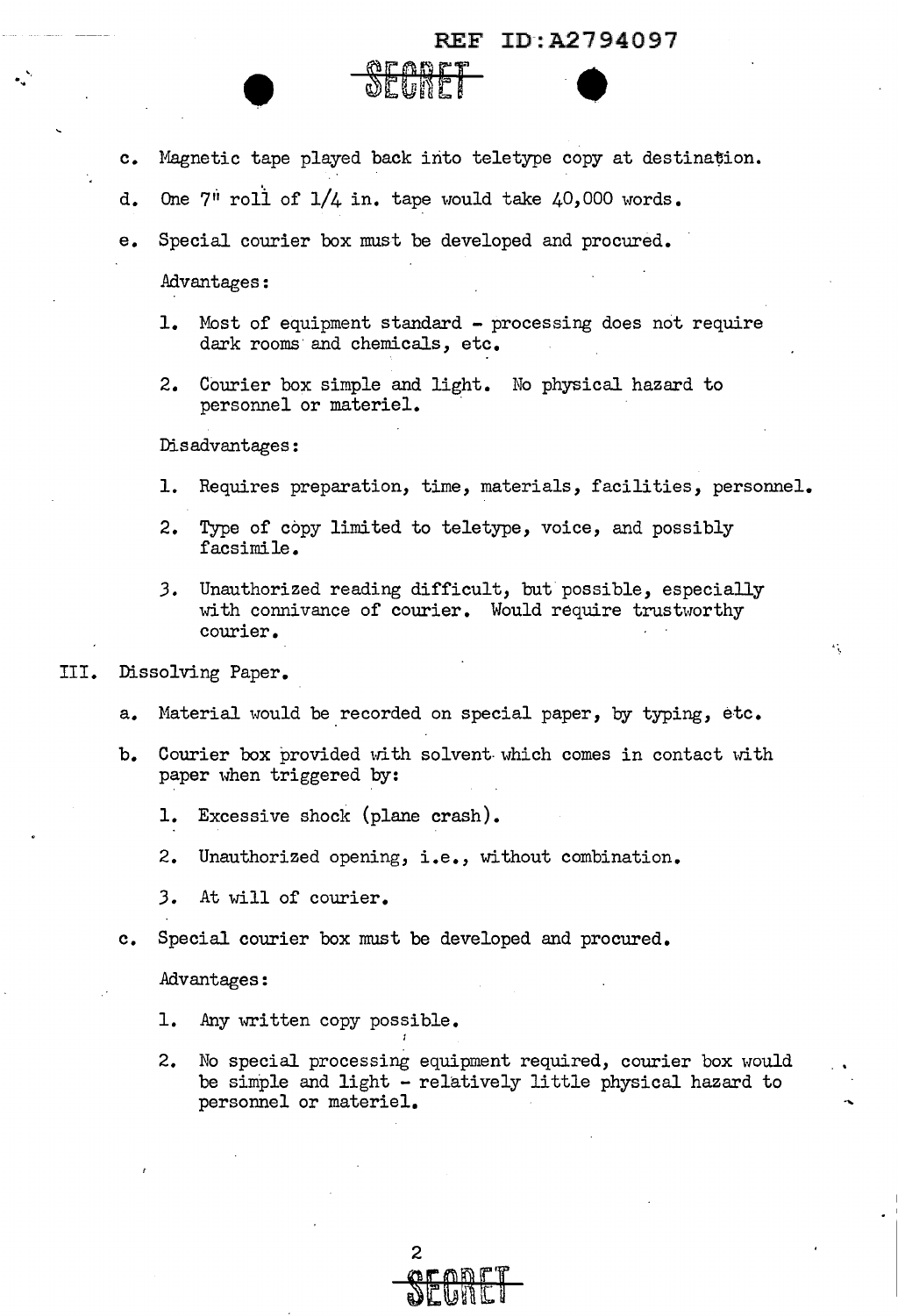c. Magnetic tape played back into teletype copy at destination.

d. One 7" roll of 1/4 in. tape would take 40,000 words.

e. Special courier box must be developed and procured.

Advantages:

1. Most of equipment standard - processing does not require dark rooms and chemicals, etc.

2. Courier box simple and light. No physical hazard to personnel or materiel.

Disadvantages:

1. Requires preparation, time, materials, facilities, personnel.

2. Type of copy limited to teletype, voice, and possibly facsimile.

3. Unauthorized reading difficult, but possible, especially with connivance of courier. Would require trustworthy courier.

III. Dissolving Paper.

a. Material would be recorded on special paper, by typing, etc.

b. Courier box provided with solvent which comes in contact with paper when triggered by:

1. Excessive shock (plane crash).

2. Unauthorized opening, i.e., without combination.

3. At will of courier.

c. Special courier box must be developed and procured.

Advantages:

1. Any written copy possible.

2. No special processing equipment required, courier box would be simple and light - relatively little physical hazard to personnel or materiel.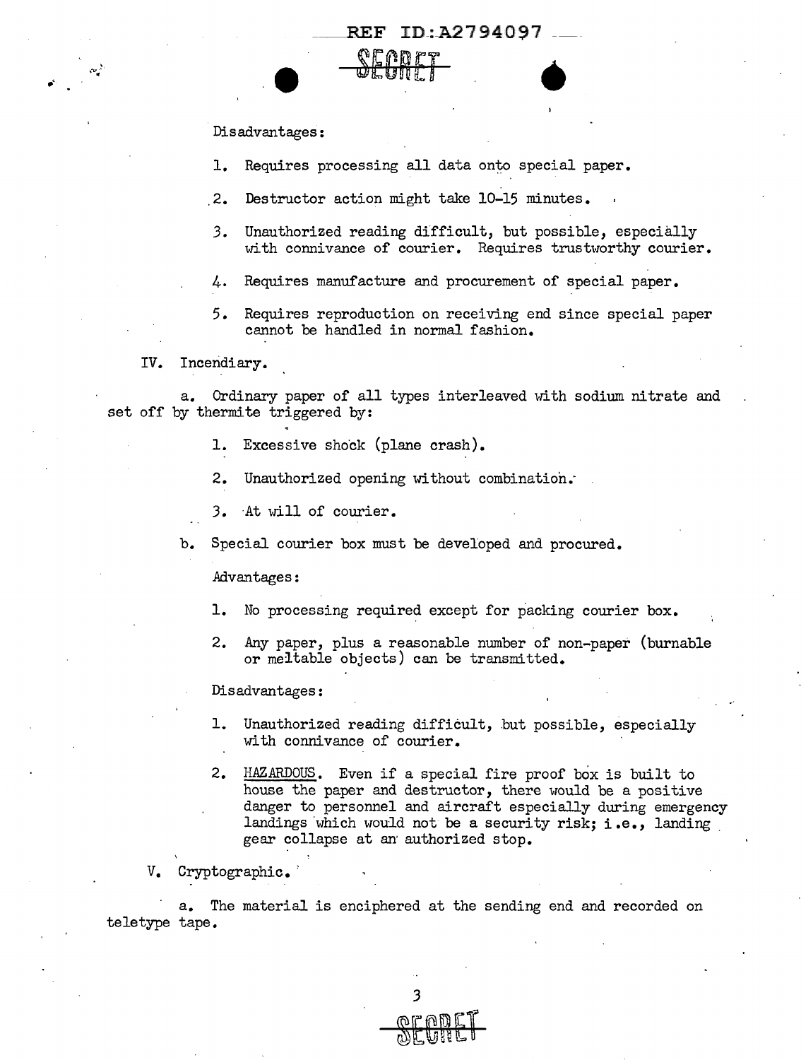Disadvantages:

1. Requires processing all data onto special paper.
2. Destructor action might take 10-15 minutes.
3. Unauthorized reading difficult, but possible, especially with connivance of courier. Requires trustworthy courier.
4. Requires manufacture and procurement of special paper.
5. Requires reproduction on receiving end since special paper cannot be handled in normal fashion.

IV. Incendiary.

a. Ordinary paper of all types interleaved with sodium nitrate and set off by thermite triggered by:

1. Excessive shock (plane crash).
2. Unauthorized opening without combination.
3. At will of courier.

b. Special courier box must be developed and procured.

Advantages:

1. No processing required except for packing courier box.
2. Any paper, plus a reasonable number of non-paper (burnable or meltable objects) can be transmitted.

Disadvantages:

1. Unauthorized reading difficult, but possible, especially with connivance of courier.
2. HAZARDOUS. Even if a special fire proof box is built to house the paper and destructor, there would be a positive danger to personnel and aircraft especially during emergency landings which would not be a security risk; i.e., landing gear collapse at an authorized stop.

V. Cryptographic.

a. The material is enciphered at the sending end and recorded on teletype tape.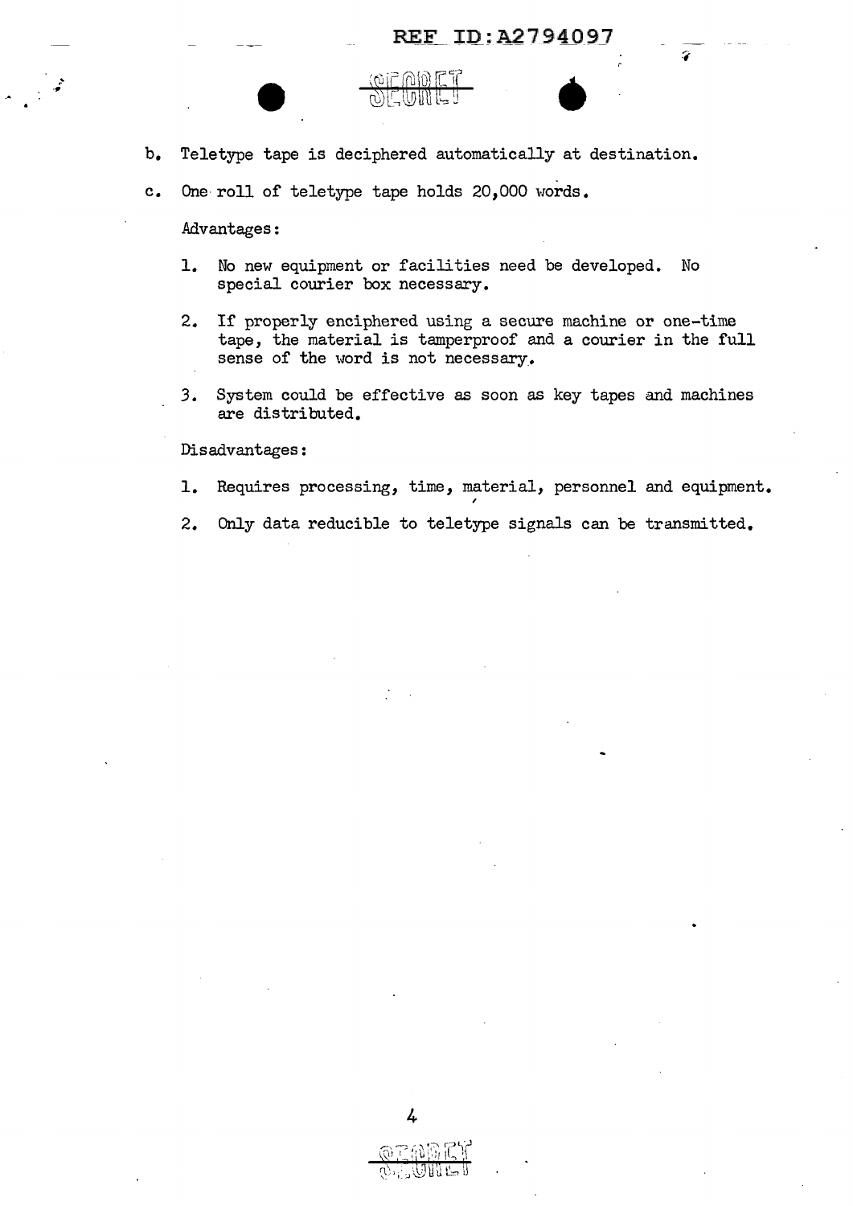b. Teletype tape is deciphered automatically at destination.

c. One roll of teletype tape holds 20,000 words.

Advantages:

1. No new equipment or facilities need be developed. No special courier box necessary.

2. If properly enciphered using a secure machine or one-time tape, the material is tamperproof and a courier in the full sense of the word is not necessary.

3. System could be effective as soon as key tapes and machines are distributed.

Disadvantages:

1. Requires processing, time, material, personnel and equipment.

2. Only data reducible to teletype signals can be transmitted.